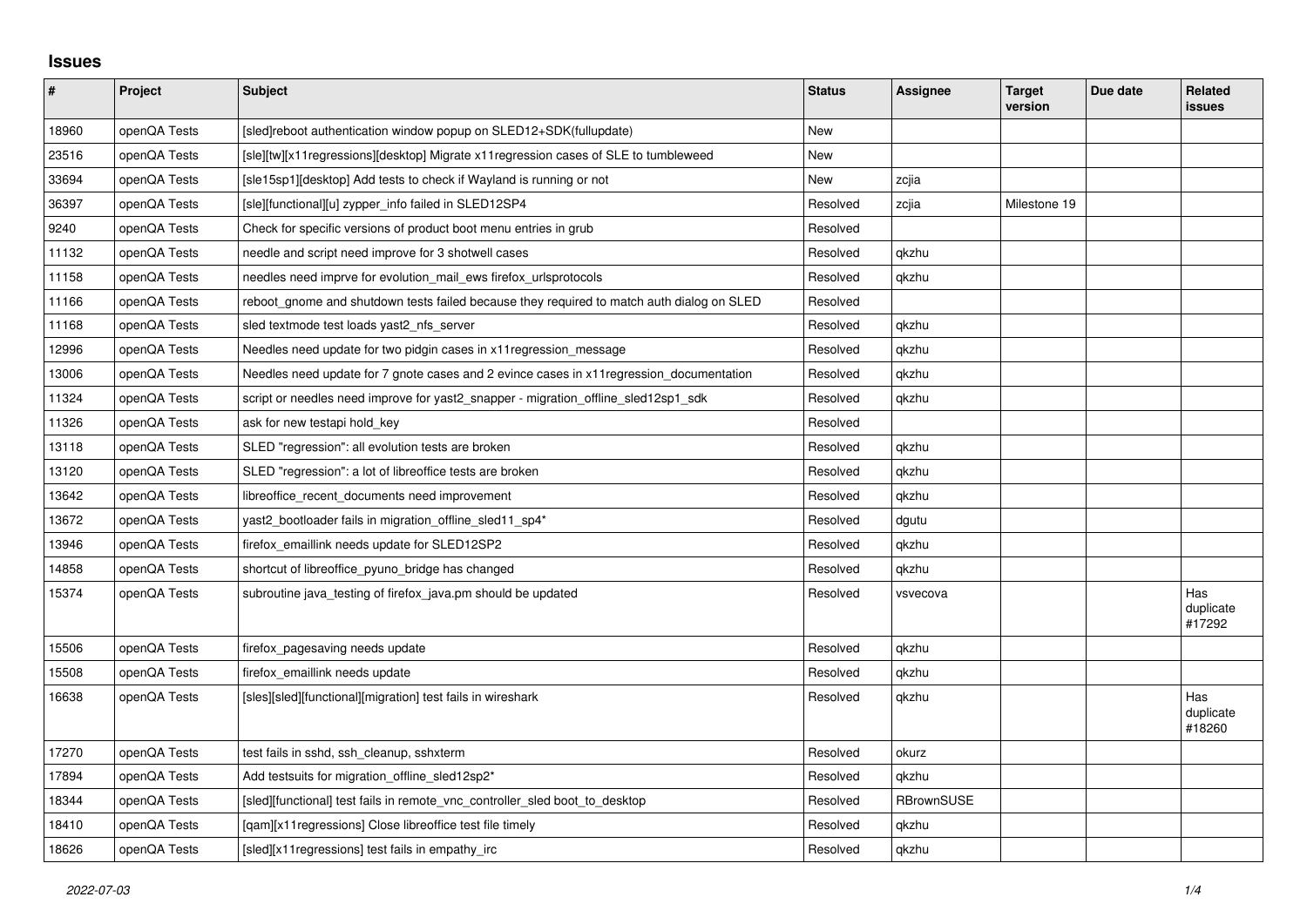## Issues

| # | Project | Subject | Status | Assignee | Target version | Due date | Related issues |
|---|---|---|---|---|---|---|---|
| 18960 | openQA Tests | [sled]reboot authentication window popup on SLED12+SDK(fullupdate) | New | | | | |
| 23516 | openQA Tests | [sle][tw][x11regressions][desktop] Migrate x11regression cases of SLE to tumbleweed | New | | | | |
| 33694 | openQA Tests | [sle15sp1][desktop] Add tests to check if Wayland is running or not | New | zcjia | | | |
| 36397 | openQA Tests | [sle][functional][u] zypper_info failed in SLED12SP4 | Resolved | zcjia | Milestone 19 | | |
| 9240 | openQA Tests | Check for specific versions of product boot menu entries in grub | Resolved | | | | |
| 11132 | openQA Tests | needle and script need improve for 3 shotwell cases | Resolved | qkzhu | | | |
| 11158 | openQA Tests | needles need imprve for evolution_mail_ews firefox_urlsprotocols | Resolved | qkzhu | | | |
| 11166 | openQA Tests | reboot_gnome and shutdown tests failed because they required to match auth dialog on SLED | Resolved | | | | |
| 11168 | openQA Tests | sled textmode test loads yast2_nfs_server | Resolved | qkzhu | | | |
| 12996 | openQA Tests | Needles need update for two pidgin cases in x11regression_message | Resolved | qkzhu | | | |
| 13006 | openQA Tests | Needles need update for 7 gnote cases and 2 evince cases in x11regression_documentation | Resolved | qkzhu | | | |
| 11324 | openQA Tests | script or needles need improve for yast2_snapper - migration_offline_sled12sp1_sdk | Resolved | qkzhu | | | |
| 11326 | openQA Tests | ask for new testapi hold_key | Resolved | | | | |
| 13118 | openQA Tests | SLED "regression": all evolution tests are broken | Resolved | qkzhu | | | |
| 13120 | openQA Tests | SLED "regression": a lot of libreoffice tests are broken | Resolved | qkzhu | | | |
| 13642 | openQA Tests | libreoffice_recent_documents need improvement | Resolved | qkzhu | | | |
| 13672 | openQA Tests | yast2_bootloader fails in migration_offline_sled11_sp4* | Resolved | dgutu | | | |
| 13946 | openQA Tests | firefox_emaillink needs update for SLED12SP2 | Resolved | qkzhu | | | |
| 14858 | openQA Tests | shortcut of libreoffice_pyuno_bridge has changed | Resolved | qkzhu | | | |
| 15374 | openQA Tests | subroutine java_testing of firefox_java.pm should be updated | Resolved | vsvecova | | | Has duplicate #17292 |
| 15506 | openQA Tests | firefox_pagesaving needs update | Resolved | qkzhu | | | |
| 15508 | openQA Tests | firefox_emaillink needs update | Resolved | qkzhu | | | |
| 16638 | openQA Tests | [sles][sled][functional][migration] test fails in wireshark | Resolved | qkzhu | | | Has duplicate #18260 |
| 17270 | openQA Tests | test fails in sshd, ssh_cleanup, sshxterm | Resolved | okurz | | | |
| 17894 | openQA Tests | Add testsuits for migration_offline_sled12sp2* | Resolved | qkzhu | | | |
| 18344 | openQA Tests | [sled][functional] test fails in remote_vnc_controller_sled boot_to_desktop | Resolved | RBrownSUSE | | | |
| 18410 | openQA Tests | [qam][x11regressions] Close libreoffice test file timely | Resolved | qkzhu | | | |
| 18626 | openQA Tests | [sled][x11regressions] test fails in empathy_irc | Resolved | qkzhu | | | |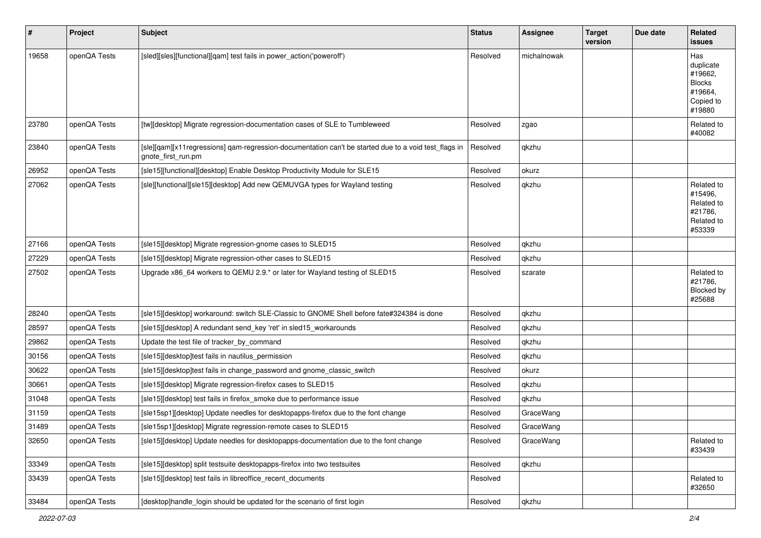| # | Project | Subject | Status | Assignee | Target version | Due date | Related issues |
|---|---|---|---|---|---|---|---|
| 19658 | openQA Tests | [sled][sles][functional][qam] test fails in power_action('poweroff') | Resolved | michalnowak | | | Has duplicate #19662, Blocks #19664, Copied to #19880 |
| 23780 | openQA Tests | [tw][desktop] Migrate regression-documentation cases of SLE to Tumbleweed | Resolved | zgao | | | Related to #40082 |
| 23840 | openQA Tests | [sle][qam][x11regressions] qam-regression-documentation can't be started due to a void test_flags in gnote_first_run.pm | Resolved | qkzhu | | | |
| 26952 | openQA Tests | [sle15][functional][desktop] Enable Desktop Productivity Module for SLE15 | Resolved | okurz | | | |
| 27062 | openQA Tests | [sle][functional][sle15][desktop] Add new QEMUVGA types for Wayland testing | Resolved | qkzhu | | | Related to #15496, Related to #21786, Related to #53339 |
| 27166 | openQA Tests | [sle15][desktop] Migrate regression-gnome cases to SLED15 | Resolved | qkzhu | | | |
| 27229 | openQA Tests | [sle15][desktop] Migrate regression-other cases to SLED15 | Resolved | qkzhu | | | |
| 27502 | openQA Tests | Upgrade x86_64 workers to QEMU 2.9.* or later for Wayland testing of SLED15 | Resolved | szarate | | | Related to #21786, Blocked by #25688 |
| 28240 | openQA Tests | [sle15][desktop] workaround: switch SLE-Classic to GNOME Shell before fate#324384 is done | Resolved | qkzhu | | | |
| 28597 | openQA Tests | [sle15][desktop] A redundant send_key 'ret' in sled15_workarounds | Resolved | qkzhu | | | |
| 29862 | openQA Tests | Update the test file of tracker_by_command | Resolved | qkzhu | | | |
| 30156 | openQA Tests | [sle15][desktop]test fails in nautilus_permission | Resolved | qkzhu | | | |
| 30622 | openQA Tests | [sle15][desktop]test fails in change_password and gnome_classic_switch | Resolved | okurz | | | |
| 30661 | openQA Tests | [sle15][desktop] Migrate regression-firefox cases to SLED15 | Resolved | qkzhu | | | |
| 31048 | openQA Tests | [sle15][desktop] test fails in firefox_smoke due to performance issue | Resolved | qkzhu | | | |
| 31159 | openQA Tests | [sle15sp1][desktop] Update needles for desktopapps-firefox due to the font change | Resolved | GraceWang | | | |
| 31489 | openQA Tests | [sle15sp1][desktop] Migrate regression-remote cases to SLED15 | Resolved | GraceWang | | | |
| 32650 | openQA Tests | [sle15][desktop] Update needles for desktopapps-documentation due to the font change | Resolved | GraceWang | | | Related to #33439 |
| 33349 | openQA Tests | [sle15][desktop] split testsuite desktopapps-firefox into two testsuites | Resolved | qkzhu | | | |
| 33439 | openQA Tests | [sle15][desktop] test fails in libreoffice_recent_documents | Resolved | | | | Related to #32650 |
| 33484 | openQA Tests | [desktop]handle_login should be updated for the scenario of first login | Resolved | qkzhu | | | |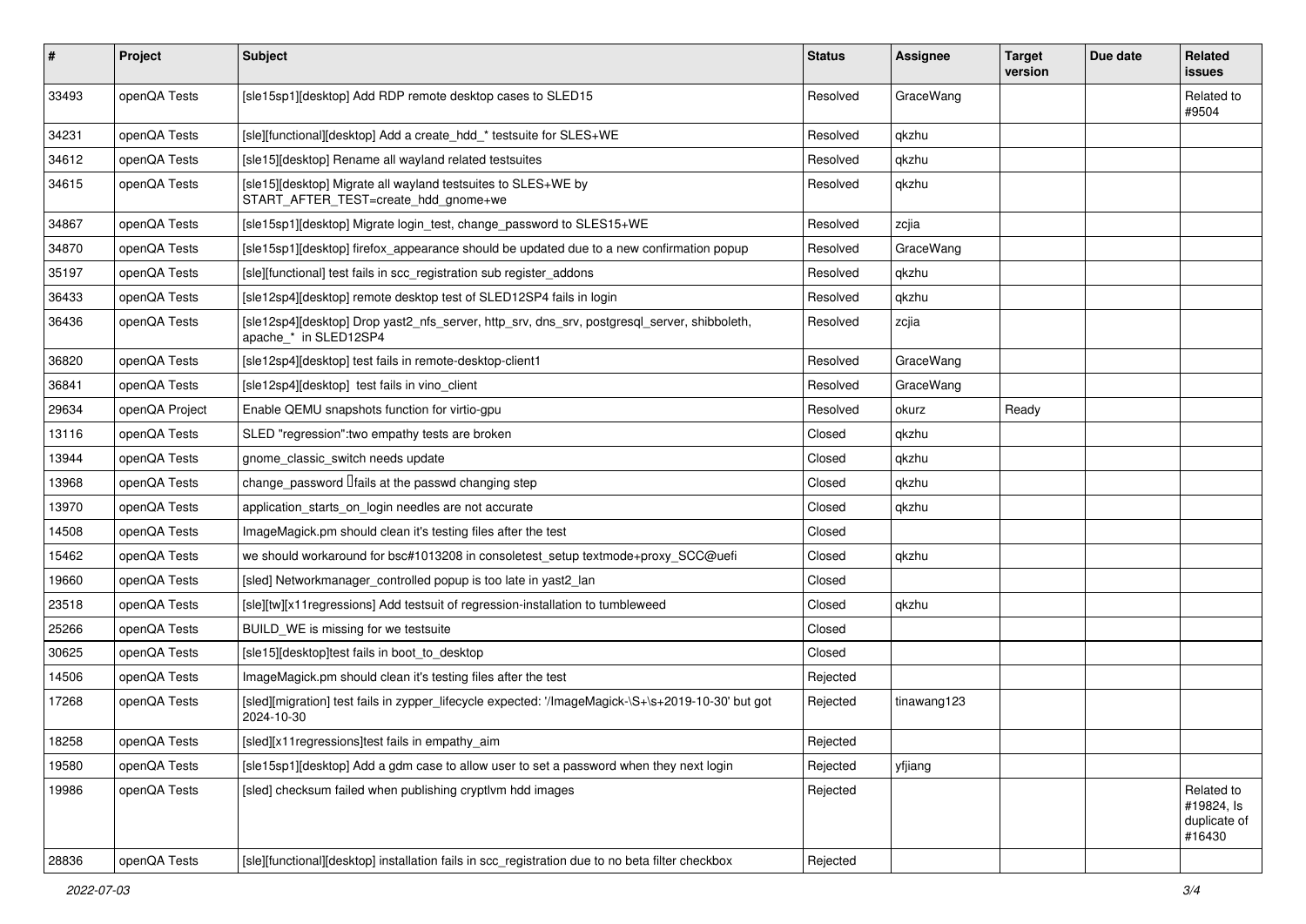| # | Project | Subject | Status | Assignee | Target version | Due date | Related issues |
|---|---|---|---|---|---|---|---|
| 33493 | openQA Tests | [sle15sp1][desktop] Add RDP remote desktop cases to SLED15 | Resolved | GraceWang | | | Related to #9504 |
| 34231 | openQA Tests | [sle][functional][desktop] Add a create_hdd_* testsuite for SLES+WE | Resolved | qkzhu | | | |
| 34612 | openQA Tests | [sle15][desktop] Rename all wayland related testsuites | Resolved | qkzhu | | | |
| 34615 | openQA Tests | [sle15][desktop] Migrate all wayland testsuites to SLES+WE by START_AFTER_TEST=create_hdd_gnome+we | Resolved | qkzhu | | | |
| 34867 | openQA Tests | [sle15sp1][desktop] Migrate login_test, change_password to SLES15+WE | Resolved | zcjia | | | |
| 34870 | openQA Tests | [sle15sp1][desktop] firefox_appearance should be updated due to a new confirmation popup | Resolved | GraceWang | | | |
| 35197 | openQA Tests | [sle][functional] test fails in scc_registration sub register_addons | Resolved | qkzhu | | | |
| 36433 | openQA Tests | [sle12sp4][desktop] remote desktop test of SLED12SP4 fails in login | Resolved | qkzhu | | | |
| 36436 | openQA Tests | [sle12sp4][desktop] Drop yast2_nfs_server, http_srv, dns_srv, postgresql_server, shibboleth, apache_* in SLED12SP4 | Resolved | zcjia | | | |
| 36820 | openQA Tests | [sle12sp4][desktop] test fails in remote-desktop-client1 | Resolved | GraceWang | | | |
| 36841 | openQA Tests | [sle12sp4][desktop] test fails in vino_client | Resolved | GraceWang | | | |
| 29634 | openQA Project | Enable QEMU snapshots function for virtio-gpu | Resolved | okurz | Ready | | |
| 13116 | openQA Tests | SLED "regression":two empathy tests are broken | Closed | qkzhu | | | |
| 13944 | openQA Tests | gnome_classic_switch needs update | Closed | qkzhu | | | |
| 13968 | openQA Tests | change_password fails at the passwd changing step | Closed | qkzhu | | | |
| 13970 | openQA Tests | application_starts_on_login needles are not accurate | Closed | qkzhu | | | |
| 14508 | openQA Tests | ImageMagick.pm should clean it's testing files after the test | Closed | | | | |
| 15462 | openQA Tests | we should workaround for bsc#1013208 in consoletest_setup textmode+proxy_SCC@uefi | Closed | qkzhu | | | |
| 19660 | openQA Tests | [sled] Networkmanager_controlled popup is too late in yast2_lan | Closed | | | | |
| 23518 | openQA Tests | [sle][tw][x11regressions] Add testsuit of regression-installation to tumbleweed | Closed | qkzhu | | | |
| 25266 | openQA Tests | BUILD_WE is missing for we testsuite | Closed | | | | |
| 30625 | openQA Tests | [sle15][desktop]test fails in boot_to_desktop | Closed | | | | |
| 14506 | openQA Tests | ImageMagick.pm should clean it's testing files after the test | Rejected | | | | |
| 17268 | openQA Tests | [sled][migration] test fails in zypper_lifecycle expected: '/ImageMagick-\S+\s+2019-10-30' but got 2024-10-30 | Rejected | tinawang123 | | | |
| 18258 | openQA Tests | [sled][x11regressions]test fails in empathy_aim | Rejected | | | | |
| 19580 | openQA Tests | [sle15sp1][desktop] Add a gdm case to allow user to set a password when they next login | Rejected | yfjiang | | | |
| 19986 | openQA Tests | [sled] checksum failed when publishing cryptlvm hdd images | Rejected | | | | Related to #19824, Is duplicate of #16430 |
| 28836 | openQA Tests | [sle][functional][desktop] installation fails in scc_registration due to no beta filter checkbox | Rejected | | | | |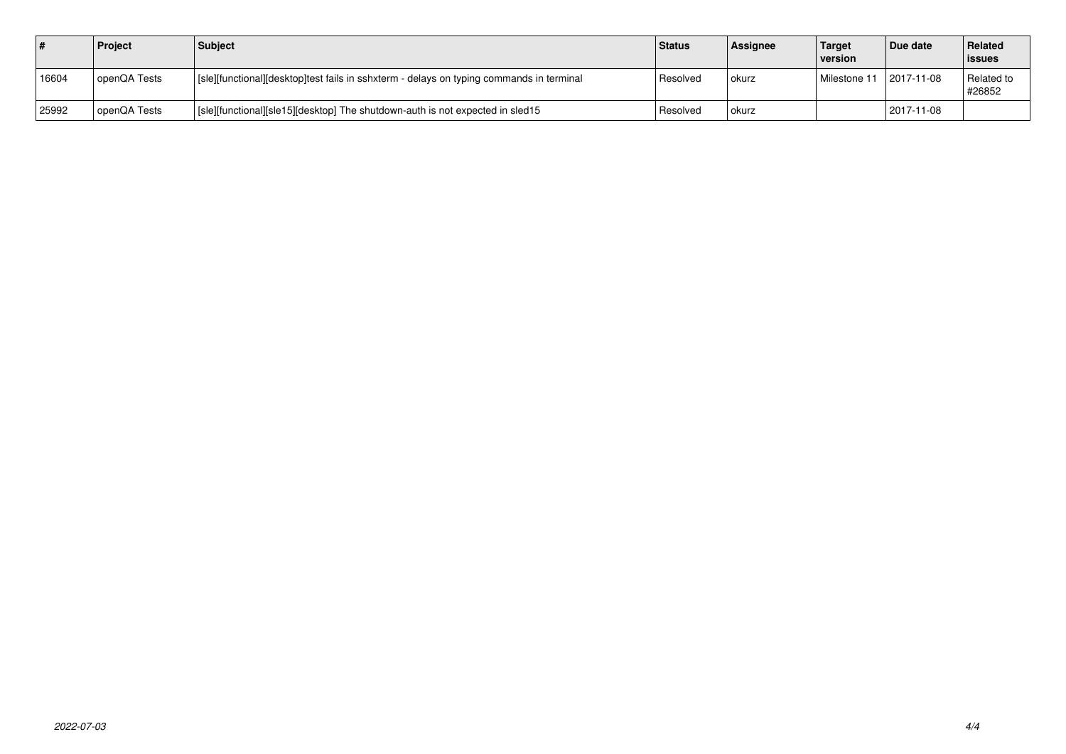| # | Project | Subject | Status | Assignee | Target version | Due date | Related issues |
|---|---|---|---|---|---|---|---|
| 16604 | openQA Tests | [sle][functional][desktop]test fails in sshxterm - delays on typing commands in terminal | Resolved | okurz | Milestone 11 | 2017-11-08 | Related to #26852 |
| 25992 | openQA Tests | [sle][functional][sle15][desktop] The shutdown-auth is not expected in sled15 | Resolved | okurz | | 2017-11-08 | |